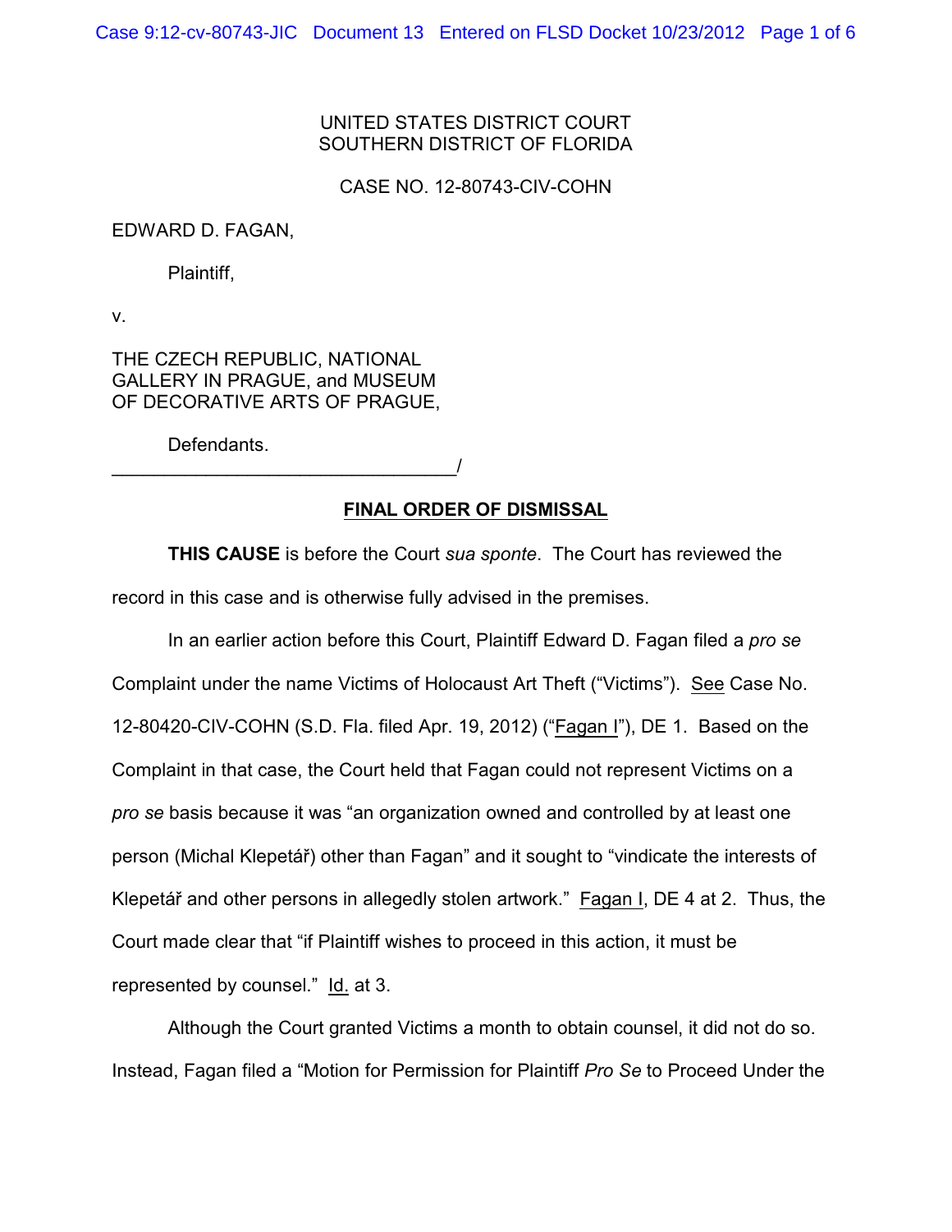UNITED STATES DISTRICT COURT
SOUTHERN DISTRICT OF FLORIDA

CASE NO. 12-80743-CIV-COHN

EDWARD D. FAGAN,

Plaintiff,

v.

THE CZECH REPUBLIC, NATIONAL GALLERY IN PRAGUE, and MUSEUM OF DECORATIVE ARTS OF PRAGUE,

Defendants.
_________________________________/

## FINAL ORDER OF DISMISSAL

**THIS CAUSE** is before the Court *sua sponte*. The Court has reviewed the record in this case and is otherwise fully advised in the premises.

In an earlier action before this Court, Plaintiff Edward D. Fagan filed a *pro se* Complaint under the name Victims of Holocaust Art Theft ("Victims"). See Case No. 12-80420-CIV-COHN (S.D. Fla. filed Apr. 19, 2012) ("Fagan I"), DE 1. Based on the Complaint in that case, the Court held that Fagan could not represent Victims on a *pro se* basis because it was "an organization owned and controlled by at least one person (Michal Klepetář) other than Fagan" and it sought to "vindicate the interests of Klepetář and other persons in allegedly stolen artwork." Fagan I, DE 4 at 2. Thus, the Court made clear that "if Plaintiff wishes to proceed in this action, it must be represented by counsel." Id. at 3.

Although the Court granted Victims a month to obtain counsel, it did not do so. Instead, Fagan filed a "Motion for Permission for Plaintiff *Pro Se* to Proceed Under the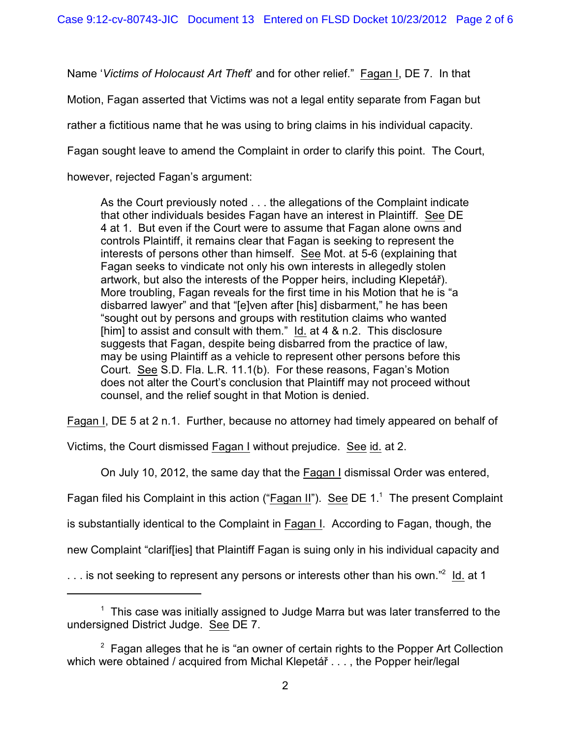Name '*Victims of Holocaust Art Theft*' and for other relief." Fagan I, DE 7. In that Motion, Fagan asserted that Victims was not a legal entity separate from Fagan but rather a fictitious name that he was using to bring claims in his individual capacity. Fagan sought leave to amend the Complaint in order to clarify this point. The Court, however, rejected Fagan's argument:

> As the Court previously noted . . . the allegations of the Complaint indicate that other individuals besides Fagan have an interest in Plaintiff. See DE 4 at 1. But even if the Court were to assume that Fagan alone owns and controls Plaintiff, it remains clear that Fagan is seeking to represent the interests of persons other than himself. See Mot. at 5-6 (explaining that Fagan seeks to vindicate not only his own interests in allegedly stolen artwork, but also the interests of the Popper heirs, including Klepetář). More troubling, Fagan reveals for the first time in his Motion that he is "a disbarred lawyer" and that "[e]ven after [his] disbarment," he has been "sought out by persons and groups with restitution claims who wanted [him] to assist and consult with them." Id. at 4 & n.2. This disclosure suggests that Fagan, despite being disbarred from the practice of law, may be using Plaintiff as a vehicle to represent other persons before this Court. See S.D. Fla. L.R. 11.1(b). For these reasons, Fagan's Motion does not alter the Court's conclusion that Plaintiff may not proceed without counsel, and the relief sought in that Motion is denied.

Fagan I, DE 5 at 2 n.1. Further, because no attorney had timely appeared on behalf of Victims, the Court dismissed Fagan I without prejudice. See id. at 2.

On July 10, 2012, the same day that the Fagan I dismissal Order was entered, Fagan filed his Complaint in this action ("Fagan II"). See DE 1.[1] The present Complaint is substantially identical to the Complaint in Fagan I. According to Fagan, though, the new Complaint "clarif[ies] that Plaintiff Fagan is suing only in his individual capacity and . . . is not seeking to represent any persons or interests other than his own."[2] Id. at 1

[1] This case was initially assigned to Judge Marra but was later transferred to the undersigned District Judge. See DE 7.

[2] Fagan alleges that he is "an owner of certain rights to the Popper Art Collection which were obtained / acquired from Michal Klepetář . . . , the Popper heir/legal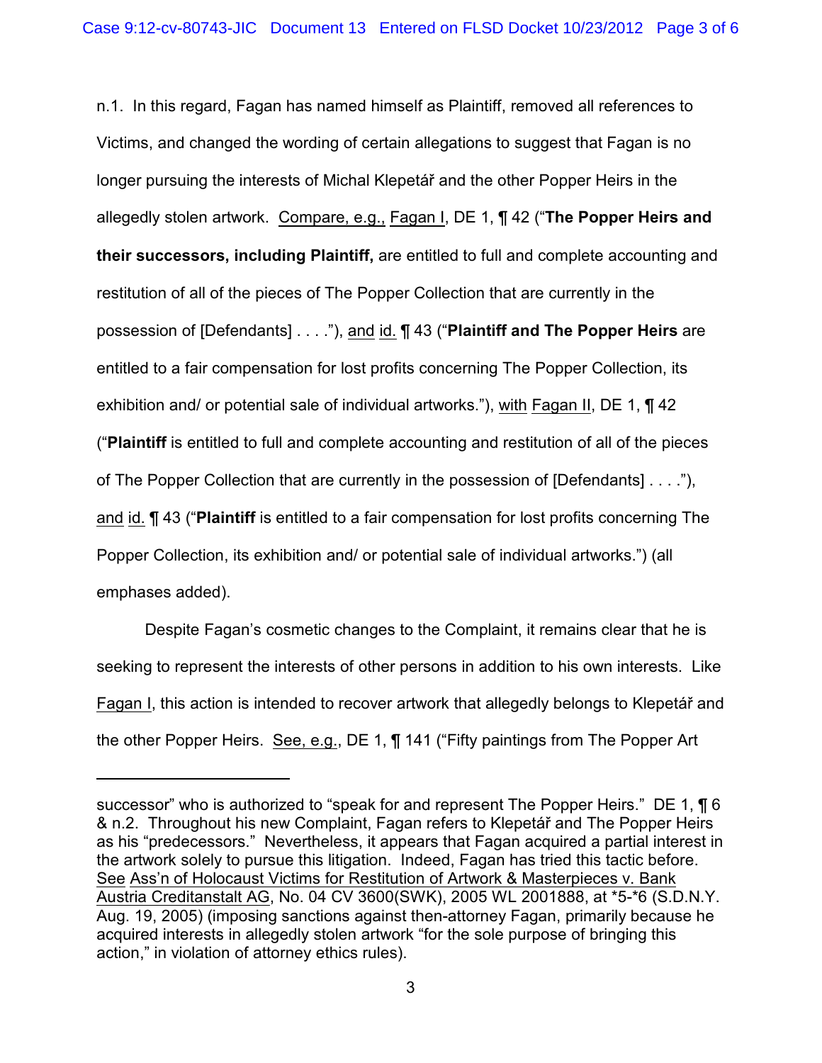n.1. In this regard, Fagan has named himself as Plaintiff, removed all references to Victims, and changed the wording of certain allegations to suggest that Fagan is no longer pursuing the interests of Michal Klepetář and the other Popper Heirs in the allegedly stolen artwork. Compare, e.g., Fagan I, DE 1, ¶ 42 ("**The Popper Heirs and their successors, including Plaintiff,** are entitled to full and complete accounting and restitution of all of the pieces of The Popper Collection that are currently in the possession of [Defendants] . . . ."), and id. ¶ 43 ("**Plaintiff and The Popper Heirs** are entitled to a fair compensation for lost profits concerning The Popper Collection, its exhibition and/ or potential sale of individual artworks."), with Fagan II, DE 1, ¶ 42 ("**Plaintiff** is entitled to full and complete accounting and restitution of all of the pieces of The Popper Collection that are currently in the possession of [Defendants] . . . ."), and id. ¶ 43 ("**Plaintiff** is entitled to a fair compensation for lost profits concerning The Popper Collection, its exhibition and/ or potential sale of individual artworks.") (all emphases added).

Despite Fagan's cosmetic changes to the Complaint, it remains clear that he is seeking to represent the interests of other persons in addition to his own interests. Like Fagan I, this action is intended to recover artwork that allegedly belongs to Klepetář and the other Popper Heirs. See, e.g., DE 1, ¶ 141 ("Fifty paintings from The Popper Art

---

successor" who is authorized to "speak for and represent The Popper Heirs." DE 1, ¶ 6 & n.2. Throughout his new Complaint, Fagan refers to Klepetář and The Popper Heirs as his "predecessors." Nevertheless, it appears that Fagan acquired a partial interest in the artwork solely to pursue this litigation. Indeed, Fagan has tried this tactic before. See Ass'n of Holocaust Victims for Restitution of Artwork & Masterpieces v. Bank Austria Creditanstalt AG, No. 04 CV 3600(SWK), 2005 WL 2001888, at *5-*6 (S.D.N.Y. Aug. 19, 2005) (imposing sanctions against then-attorney Fagan, primarily because he acquired interests in allegedly stolen artwork "for the sole purpose of bringing this action," in violation of attorney ethics rules).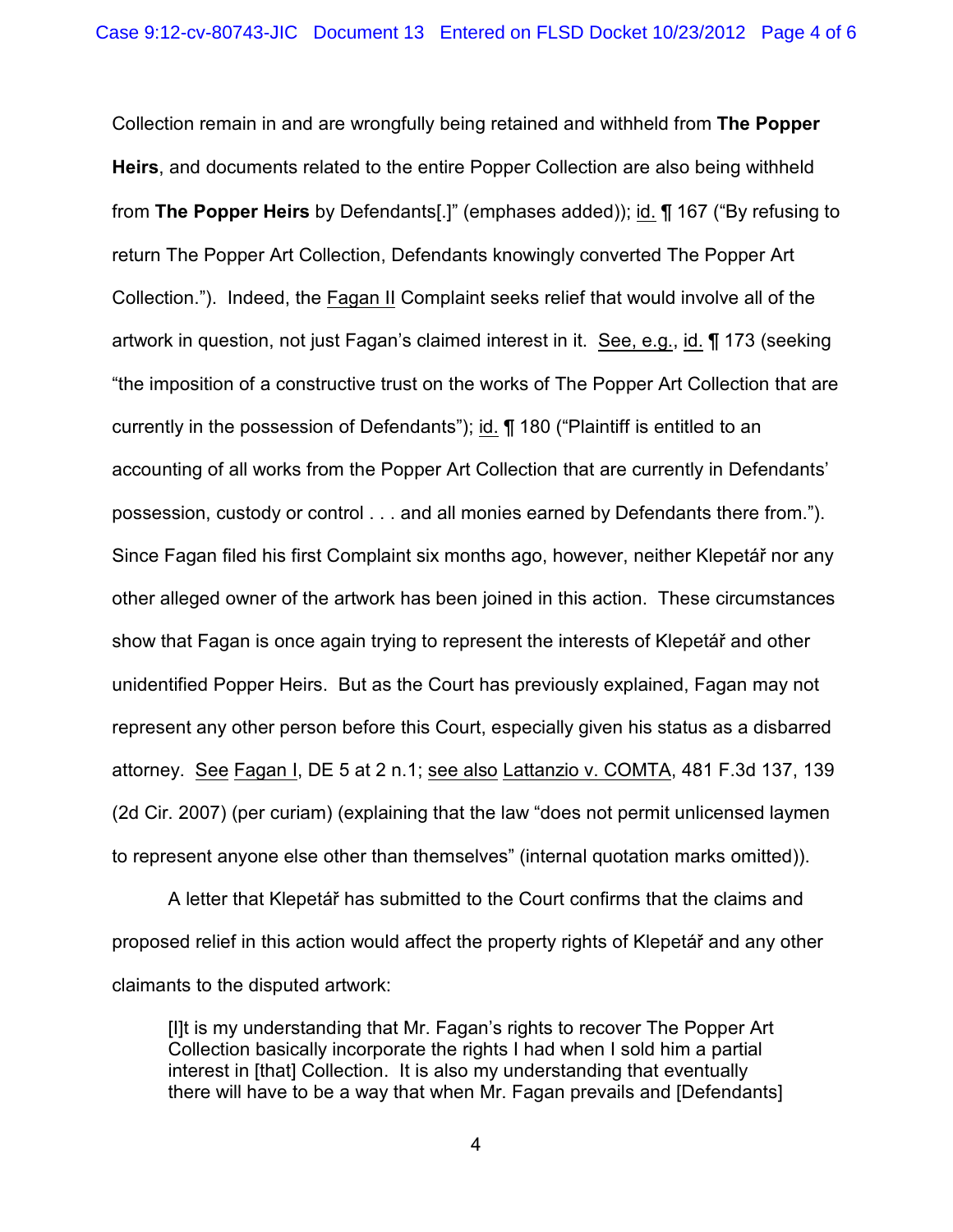Collection remain in and are wrongfully being retained and withheld from **The Popper Heirs**, and documents related to the entire Popper Collection are also being withheld from **The Popper Heirs** by Defendants[.]" (emphases added)); id. ¶ 167 ("By refusing to return The Popper Art Collection, Defendants knowingly converted The Popper Art Collection."). Indeed, the Fagan II Complaint seeks relief that would involve all of the artwork in question, not just Fagan's claimed interest in it. See, e.g., id. ¶ 173 (seeking "the imposition of a constructive trust on the works of The Popper Art Collection that are currently in the possession of Defendants"); id. ¶ 180 ("Plaintiff is entitled to an accounting of all works from the Popper Art Collection that are currently in Defendants' possession, custody or control . . . and all monies earned by Defendants there from."). Since Fagan filed his first Complaint six months ago, however, neither Klepetář nor any other alleged owner of the artwork has been joined in this action. These circumstances show that Fagan is once again trying to represent the interests of Klepetář and other unidentified Popper Heirs. But as the Court has previously explained, Fagan may not represent any other person before this Court, especially given his status as a disbarred attorney. See Fagan I, DE 5 at 2 n.1; see also Lattanzio v. COMTA, 481 F.3d 137, 139 (2d Cir. 2007) (per curiam) (explaining that the law "does not permit unlicensed laymen to represent anyone else other than themselves" (internal quotation marks omitted)).

A letter that Klepetář has submitted to the Court confirms that the claims and proposed relief in this action would affect the property rights of Klepetář and any other claimants to the disputed artwork:

> [I]t is my understanding that Mr. Fagan's rights to recover The Popper Art Collection basically incorporate the rights I had when I sold him a partial interest in [that] Collection. It is also my understanding that eventually there will have to be a way that when Mr. Fagan prevails and [Defendants]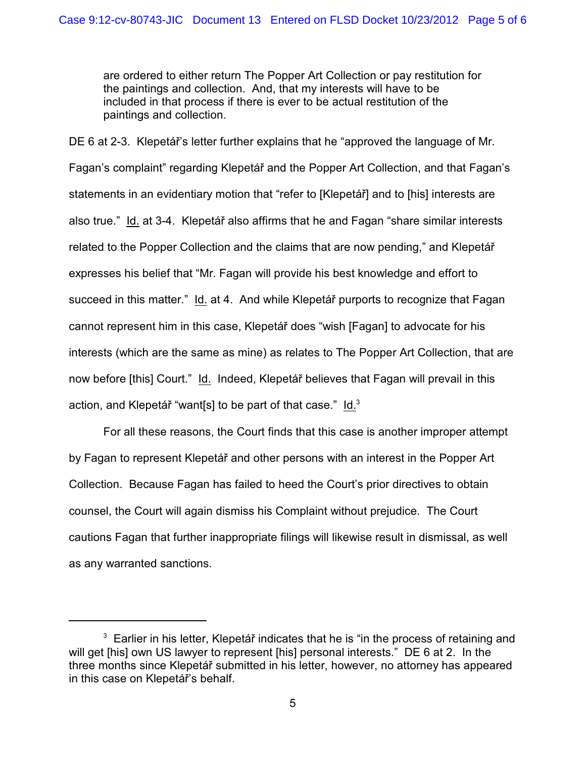are ordered to either return The Popper Art Collection or pay restitution for the paintings and collection. And, that my interests will have to be included in that process if there is ever to be actual restitution of the paintings and collection.

DE 6 at 2-3. Klepetář's letter further explains that he "approved the language of Mr. Fagan's complaint" regarding Klepetář and the Popper Art Collection, and that Fagan's statements in an evidentiary motion that "refer to [Klepetář] and to [his] interests are also true." Id. at 3-4. Klepetář also affirms that he and Fagan "share similar interests related to the Popper Collection and the claims that are now pending," and Klepetář expresses his belief that "Mr. Fagan will provide his best knowledge and effort to succeed in this matter." Id. at 4. And while Klepetář purports to recognize that Fagan cannot represent him in this case, Klepetář does "wish [Fagan] to advocate for his interests (which are the same as mine) as relates to The Popper Art Collection, that are now before [this] Court." Id. Indeed, Klepetář believes that Fagan will prevail in this action, and Klepetář "want[s] to be part of that case." Id.[3]

For all these reasons, the Court finds that this case is another improper attempt by Fagan to represent Klepetář and other persons with an interest in the Popper Art Collection. Because Fagan has failed to heed the Court's prior directives to obtain counsel, the Court will again dismiss his Complaint without prejudice. The Court cautions Fagan that further inappropriate filings will likewise result in dismissal, as well as any warranted sanctions.

---

[3] Earlier in his letter, Klepetář indicates that he is "in the process of retaining and will get [his] own US lawyer to represent [his] personal interests." DE 6 at 2. In the three months since Klepetář submitted in his letter, however, no attorney has appeared in this case on Klepetář's behalf.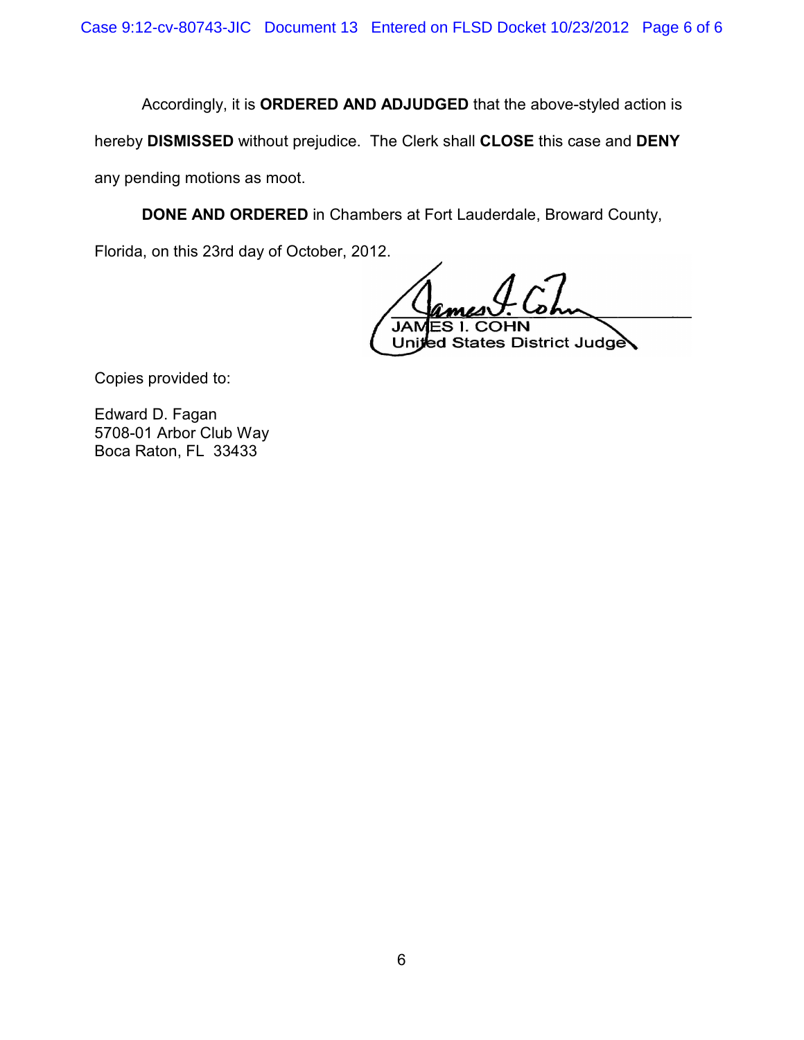Accordingly, it is **ORDERED AND ADJUDGED** that the above-styled action is hereby **DISMISSED** without prejudice. The Clerk shall **CLOSE** this case and **DENY** any pending motions as moot.

**DONE AND ORDERED** in Chambers at Fort Lauderdale, Broward County, Florida, on this 23rd day of October, 2012.

JAMES I. COHN
United States District Judge

Copies provided to:

Edward D. Fagan
5708-01 Arbor Club Way
Boca Raton, FL 33433